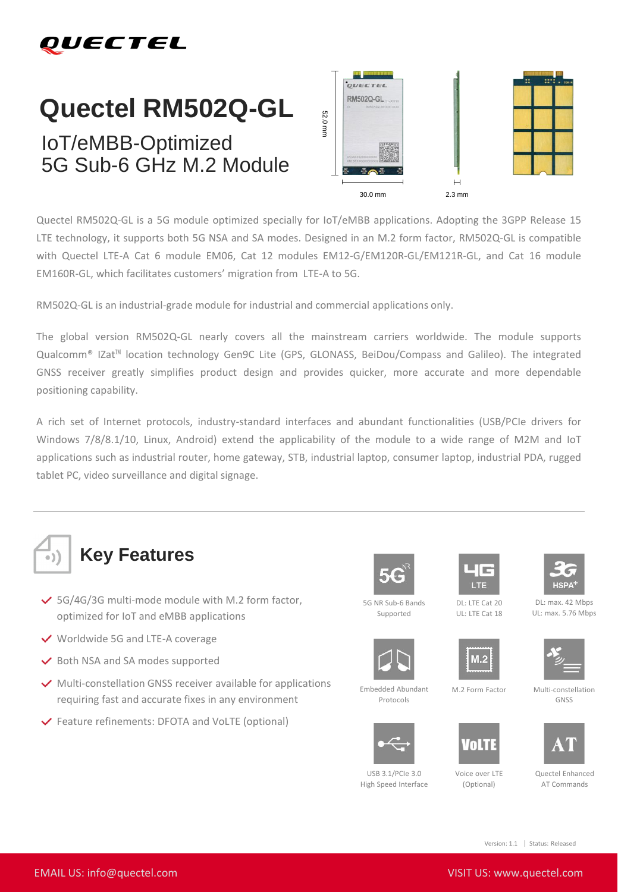# Quectel RM502Q-GL

## IoT/eMBB-Optimized 5G Sub-6 GHz M.2 Module

52.0 mm

30.0 mm

2.3 mm

Quectel RM502Q-GL is a 5G module optimized specially for IoT/eMBB applications. Adopting the 3GPP Release 15 LTE technology, it supports both 5G NSA and SA modes. Designed in an M.2 form factor, RM502Q-GL is compatible with Quectel LTE-A Cat 6 module EM06, Cat 12 modules EM12-G/EM120R-GL/EM121R-GL, and Cat 16 module EM160R-GL, which facilitates customers' migration from LTE-A to 5G.

RM502Q-GL is an industrial-grade module for industrial and commercial applications only.

The global version RM502Q-GL nearly covers all the mainstream carriers worldwide. The module supports Qualcomm® IZat™ location technology Gen9C Lite (GPS, GLONASS, BeiDou/Compass and Galileo). The integrated GNSS receiver greatly simplifies product design and provides quicker, more accurate and more dependable positioning capability.

A rich set of Internet protocols, industry-standard interfaces and abundant functionalities (USB/PCIe drivers for Windows 7/8/8.1/10, Linux, Android) extend the applicability of the module to a wide range of M2M and IoT applications such as industrial router, home gateway, STB, industrial laptop, consumer laptop, industrial PDA, rugged tablet PC, video surveillance and digital signage.

## Key Features

- 5G/4G/3G multi-mode module with M.2 form factor, optimized for IoT and eMBB applications
- Worldwide 5G and LTE-A coverage
- Both NSA and SA modes supported
- Multi-constellation GNSS receiver available for applications requiring fast and accurate fixes in any environment
- Feature refinements: DFOTA and VoLTE (optional)

5G NR Sub-6 Bands Supported

DL: LTE Cat 20
UL: LTE Cat 18

DL: max. 42 Mbps
UL: max. 5.76 Mbps

Embedded Abundant Protocols

M.2 Form Factor

Multi-constellation GNSS

USB 3.1/PCIe 3.0 High Speed Interface

Voice over LTE (Optional)

Quectel Enhanced AT Commands

Version: 1.1 | Status: Released

EMAIL US: info@quectel.com

VISIT US: www.quectel.com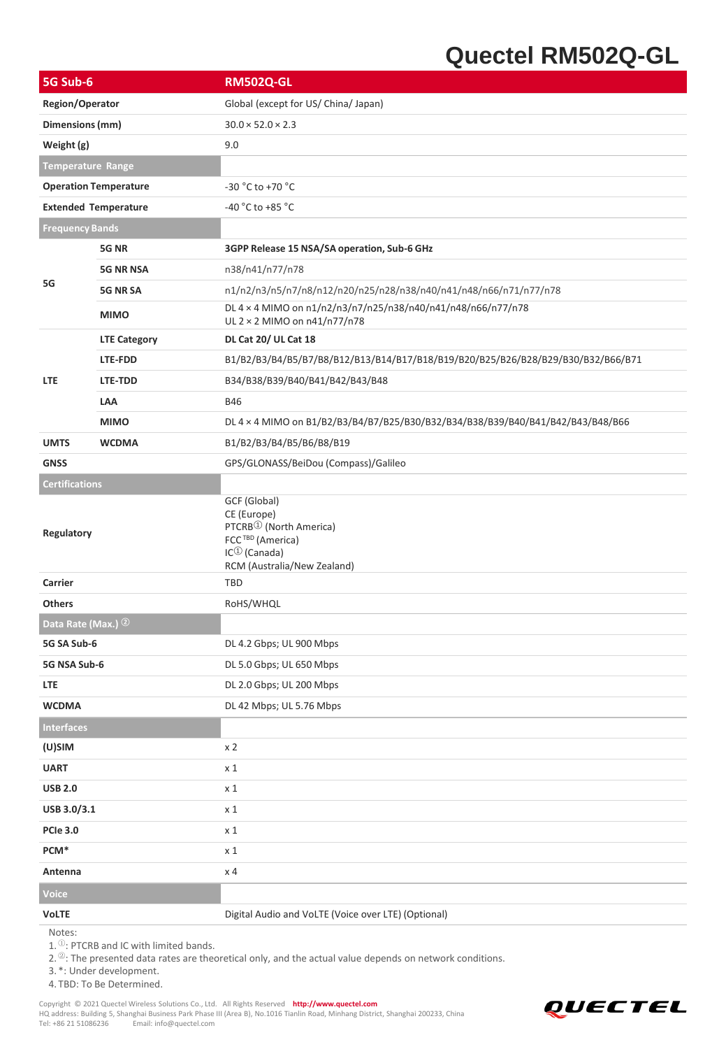# Quectel RM502Q-GL

| 5G Sub-6 | | RM502Q-GL |
|---|---|---|
| Region/Operator | | Global (except for US/ China/ Japan) |
| Dimensions (mm) | | 30.0 × 52.0 × 2.3 |
| Weight (g) | | 9.0 |
| **Temperature Range** | | |
| Operation Temperature | | -30 °C to +70 °C |
| Extended Temperature | | -40 °C to +85 °C |
| **Frequency Bands** | | |
| 5G | 5G NR | **3GPP Release 15 NSA/SA operation, Sub-6 GHz** |
| | 5G NR NSA | n38/n41/n77/n78 |
| | 5G NR SA | n1/n2/n3/n5/n7/n8/n12/n20/n25/n28/n38/n40/n41/n48/n66/n71/n77/n78 |
| | MIMO | DL 4 × 4 MIMO on n1/n2/n3/n7/n25/n38/n40/n41/n48/n66/n77/n78<br>UL 2 × 2 MIMO on n41/n77/n78 |
| LTE | LTE Category | **DL Cat 20/ UL Cat 18** |
| | LTE-FDD | B1/B2/B3/B4/B5/B7/B8/B12/B13/B14/B17/B18/B19/B20/B25/B26/B28/B29/B30/B32/B66/B71 |
| | LTE-TDD | B34/B38/B39/B40/B41/B42/B43/B48 |
| | LAA | B46 |
| | MIMO | DL 4 × 4 MIMO on B1/B2/B3/B4/B7/B25/B30/B32/B34/B38/B39/B40/B41/B42/B43/B48/B66 |
| UMTS | WCDMA | B1/B2/B3/B4/B5/B6/B8/B19 |
| GNSS | | GPS/GLONASS/BeiDou (Compass)/Galileo |
| **Certifications** | | |
| Regulatory | | GCF (Global)<br>CE (Europe)<br>PTCRB① (North America)<br>FCC TBD (America)<br>IC① (Canada)<br>RCM (Australia/New Zealand) |
| Carrier | | TBD |
| Others | | RoHS/WHQL |
| **Data Rate (Max.)** ② | | |
| 5G SA Sub-6 | | DL 4.2 Gbps; UL 900 Mbps |
| 5G NSA Sub-6 | | DL 5.0 Gbps; UL 650 Mbps |
| LTE | | DL 2.0 Gbps; UL 200 Mbps |
| WCDMA | | DL 42 Mbps; UL 5.76 Mbps |
| **Interfaces** | | |
| (U)SIM | | x 2 |
| UART | | x 1 |
| USB 2.0 | | x 1 |
| USB 3.0/3.1 | | x 1 |
| PCIe 3.0 | | x 1 |
| PCM* | | x 1 |
| Antenna | | x 4 |
| **Voice** | | |
| VoLTE | | Digital Audio and VoLTE (Voice over LTE) (Optional) |

Notes:

1. ①: PTCRB and IC with limited bands.
2. ②: The presented data rates are theoretical only, and the actual value depends on network conditions.
3. *: Under development.
4. TBD: To Be Determined.

Copyright © 2021 Quectel Wireless Solutions Co., Ltd. All Rights Reserved **http://www.quectel.com**
HQ address: Building 5, Shanghai Business Park Phase III (Area B), No.1016 Tianlin Road, Minhang District, Shanghai 200233, China
Tel: +86 21 51086236 Email: info@quectel.com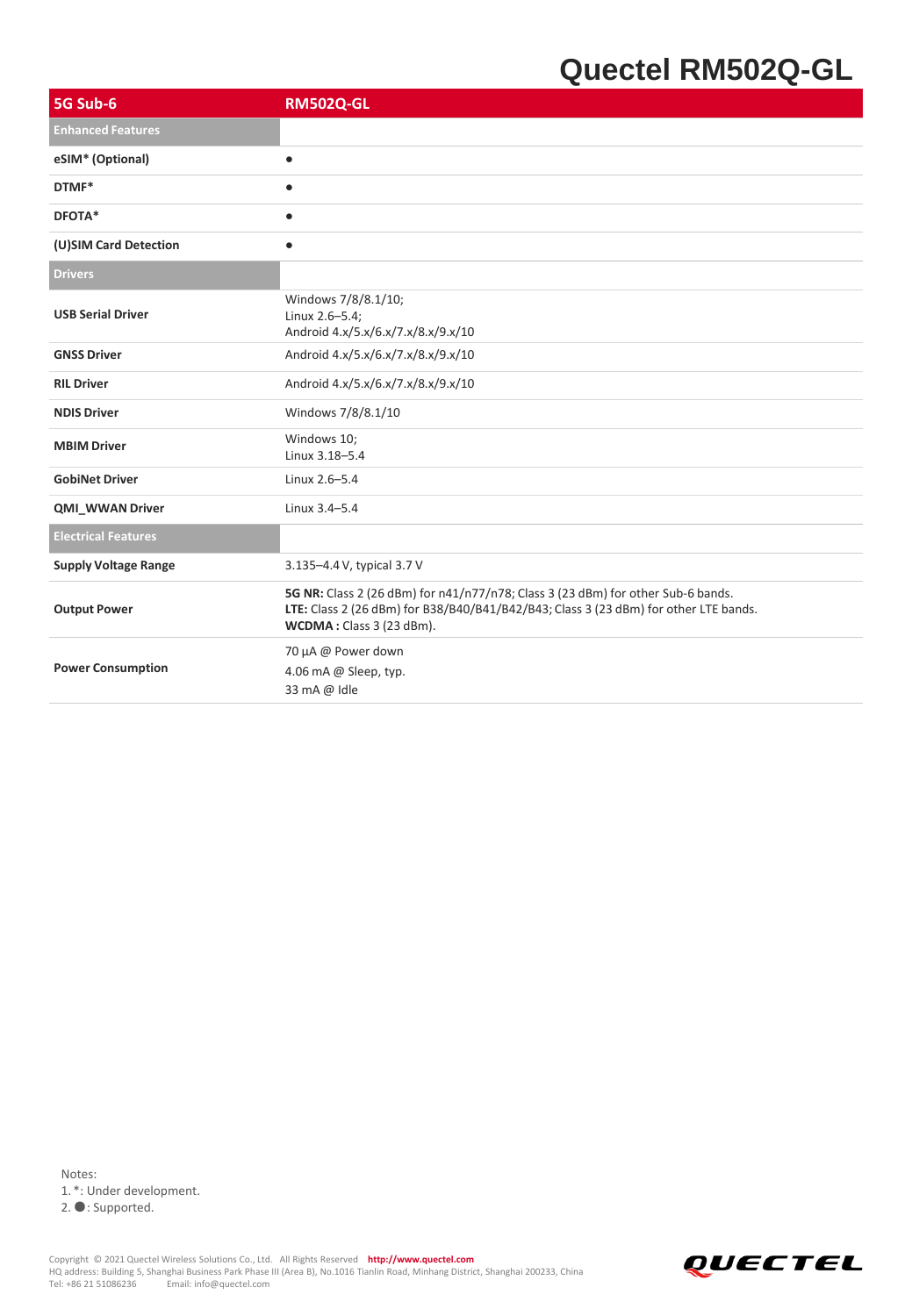# Quectel RM502Q-GL

| 5G Sub-6 | RM502Q-GL |
|---|---|
| **Enhanced Features** | |
| **eSIM* (Optional)** | ● |
| **DTMF*** | ● |
| **DFOTA*** | ● |
| **(U)SIM Card Detection** | ● |
| **Drivers** | |
| **USB Serial Driver** | Windows 7/8/8.1/10;<br>Linux 2.6–5.4;<br>Android 4.x/5.x/6.x/7.x/8.x/9.x/10 |
| **GNSS Driver** | Android 4.x/5.x/6.x/7.x/8.x/9.x/10 |
| **RIL Driver** | Android 4.x/5.x/6.x/7.x/8.x/9.x/10 |
| **NDIS Driver** | Windows 7/8/8.1/10 |
| **MBIM Driver** | Windows 10;<br>Linux 3.18–5.4 |
| **GobiNet Driver** | Linux 2.6–5.4 |
| **QMI_WWAN Driver** | Linux 3.4–5.4 |
| **Electrical Features** | |
| **Supply Voltage Range** | 3.135–4.4 V, typical 3.7 V |
| **Output Power** | **5G NR:** Class 2 (26 dBm) for n41/n77/n78; Class 3 (23 dBm) for other Sub-6 bands.<br>**LTE:** Class 2 (26 dBm) for B38/B40/B41/B42/B43; Class 3 (23 dBm) for other LTE bands.<br>**WCDMA :** Class 3 (23 dBm). |
| **Power Consumption** | 70 µA @ Power down<br>4.06 mA @ Sleep, typ.<br>33 mA @ Idle |

Notes:
1. *: Under development.
2. ●: Supported.

Copyright © 2021 Quectel Wireless Solutions Co., Ltd. All Rights Reserved http://www.quectel.com
HQ address: Building 5, Shanghai Business Park Phase III (Area B), No.1016 Tianlin Road, Minhang District, Shanghai 200233, China
Tel: +86 21 51086236 Email: info@quectel.com